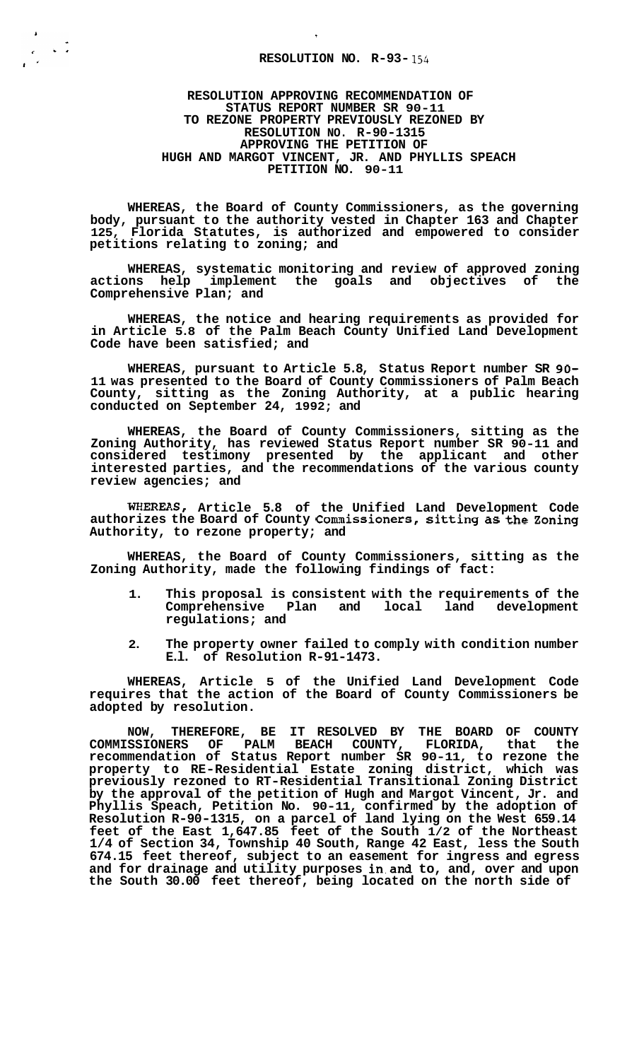**RESOLUTION NO. R-93-154**

**RESOLUTION APPROVING RECOMMENDATION OF STATUS REPORT NUMBER SR 90-11 TO REZONE PROPERTY PREVIOUSLY REZONED BY RESOLUTION NO. R-90-1315 APPROVING THE PETITION OF HUGH AND MARGOT VINCENT, JR. AND PHYLLIS SPEACH PETITION NO. 90-11**

**WHEREAS, the Board of County Commissioners, as the governing body, pursuant to the authority vested in Chapter 163 and Chapter 125, Florida Statutes, is authorized and empowered to consider petitions relating to zoning; and**

**WHEREAS, systematic monitoring and review of approved zoning actions help implement the goals and objectives of the Comprehensive Plan; and**

**WHEREAS, the notice and hearing requirements as provided for in Article 5.8 of the Palm Beach County Unified Land Development Code have been satisfied; and**

**WHEREAS, pursuant to Article 5.8, Status Report number SR 90-11 was presented to the Board of County Commissioners of Palm Beach County, sitting as the Zoning Authority, at a public hearing conducted on September 24, 1992; and**

**WHEREAS, the Board of County Commissioners, sitting as the Zoning Authority, has reviewed Status Report number SR 90-11 and considered testimony presented by the applicant and other interested parties, and the recommendations of the various county review agencies; and**

**WHEREAS, Article 5.8 of the Unified Land Development Code authorizes the Board of County Commissioners, sitting as the Zoning Authority, to rezone property; and**

**WHEREAS, the Board of County Commissioners, sitting as the Zoning Authority, made the following findings of fact:**

1. **This proposal is consistent with the requirements of the Comprehensive Plan and local land development regulations; and**
2. **The property owner failed to comply with condition number E.1. of Resolution R-91-1473.**

**WHEREAS, Article 5 of the Unified Land Development Code requires that the action of the Board of County Commissioners be adopted by resolution.**

**NOW, THEREFORE, BE IT RESOLVED BY THE BOARD OF COUNTY COMMISSIONERS OF PALM BEACH COUNTY, FLORIDA, that the recommendation of Status Report number SR 90-11, to rezone the property to RE-Residential Estate zoning district, which was previously rezoned to RT-Residential Transitional Zoning District by the approval of the petition of Hugh and Margot Vincent, Jr. and Phyllis Speach, Petition No. 90-11, confirmed by the adoption of Resolution R-90-1315, on a parcel of land lying on the West 659.14 feet of the East 1,647.85 feet of the South 1/2 of the Northeast 1/4 of Section 34, Township 40 South, Range 42 East, less the South 674.15 feet thereof, subject to an easement for ingress and egress and for drainage and utility purposes in and to, and, over and upon the South 30.00 feet thereof, being located on the north side of**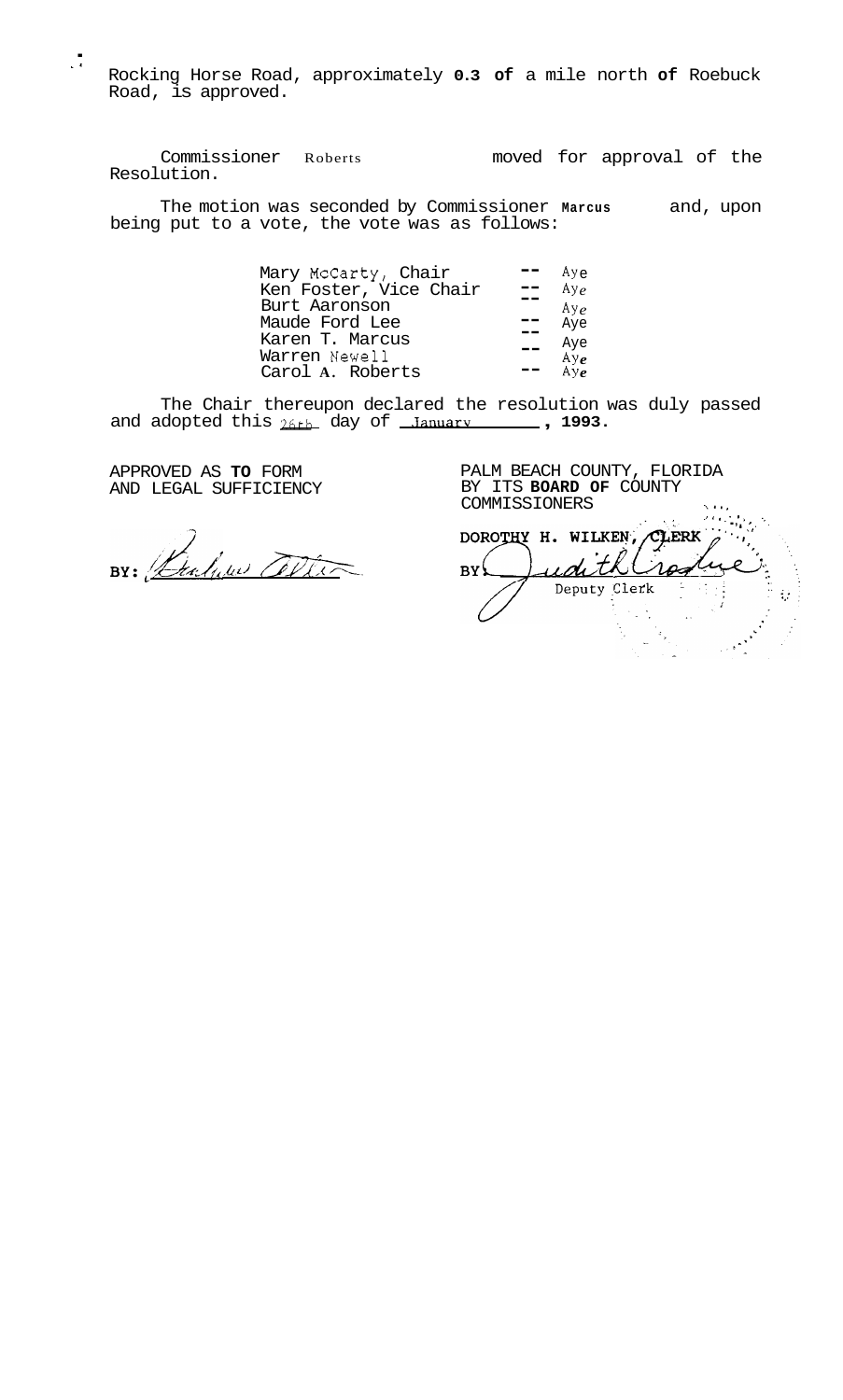Rocking Horse Road, approximately 0.3 of a mile north of Roebuck Road, is approved.

Commissioner Roberts moved for approval of the Resolution.

The motion was seconded by Commissioner Marcus and, upon being put to a vote, the vote was as follows:

| | | |
|---|---|---|
| Mary McCarty, Chair | -- | Aye |
| Ken Foster, Vice Chair | -- | Aye |
| Burt Aaronson | -- | Aye |
| Maude Ford Lee | -- | Aye |
| Karen T. Marcus | -- | Aye |
| Warren Newell | -- | Aye |
| Carol A. Roberts | -- | Aye |

The Chair thereupon declared the resolution was duly passed and adopted this 26th day of January, 1993.

APPROVED AS TO FORM
AND LEGAL SUFFICIENCY

BY: [signature]

PALM BEACH COUNTY, FLORIDA
BY ITS BOARD OF COUNTY
COMMISSIONERS

DOROTHY H. WILKEN, CLERK

BY: [signature]
Deputy Clerk